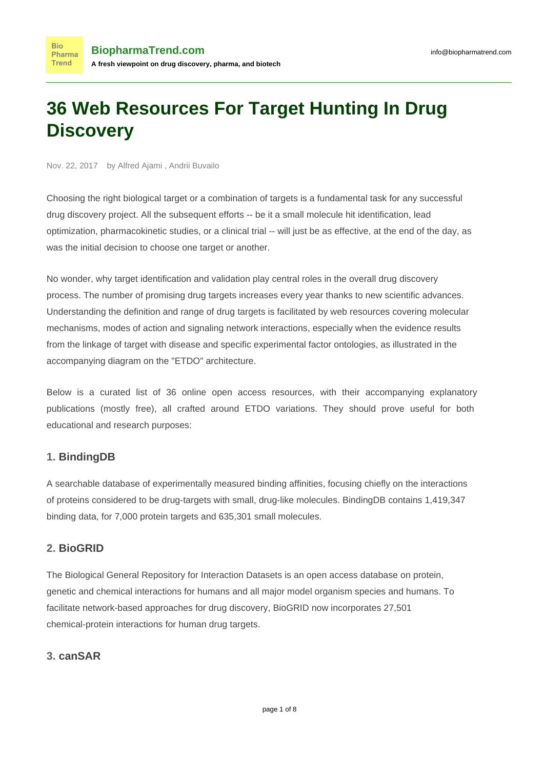# 36 Web Resources For Target Hunting In Drug Discovery

Nov. 22, 2017 by Alfred Ajami , Andrii Buvailo

Choosing the right biological target or a combination of targets is a fundamental task for any successful drug discovery project. All the subsequent efforts -- be it a small molecule hit identification, lead optimization, pharmacokinetic studies, or a clinical trial -- will just be as effective, at the end of the day, as was the initial decision to choose one target or another.

No wonder, why target identification and validation play central roles in the overall drug discovery process. The number of promising drug targets increases every year thanks to new scientific advances. Understanding the definition and range of drug targets is facilitated by web resources covering molecular mechanisms, modes of action and signaling network interactions, especially when the evidence results from the linkage of target with disease and specific experimental factor ontologies, as illustrated in the accompanying diagram on the "ETDO" architecture.

Below is a curated list of 36 online open access resources, with their accompanying explanatory publications (mostly free), all crafted around ETDO variations. They should prove useful for both educational and research purposes:

### 1. BindingDB

A searchable database of experimentally measured binding affinities, focusing chiefly on the interactions of proteins considered to be drug-targets with small, drug-like molecules. BindingDB contains 1,419,347 binding data, for 7,000 protein targets and 635,301 small molecules.

### 2. BioGRID

The Biological General Repository for Interaction Datasets is an open access database on protein, genetic and chemical interactions for humans and all major model organism species and humans. To facilitate network-based approaches for drug discovery, BioGRID now incorporates 27,501 chemical-protein interactions for human drug targets.

### 3. canSAR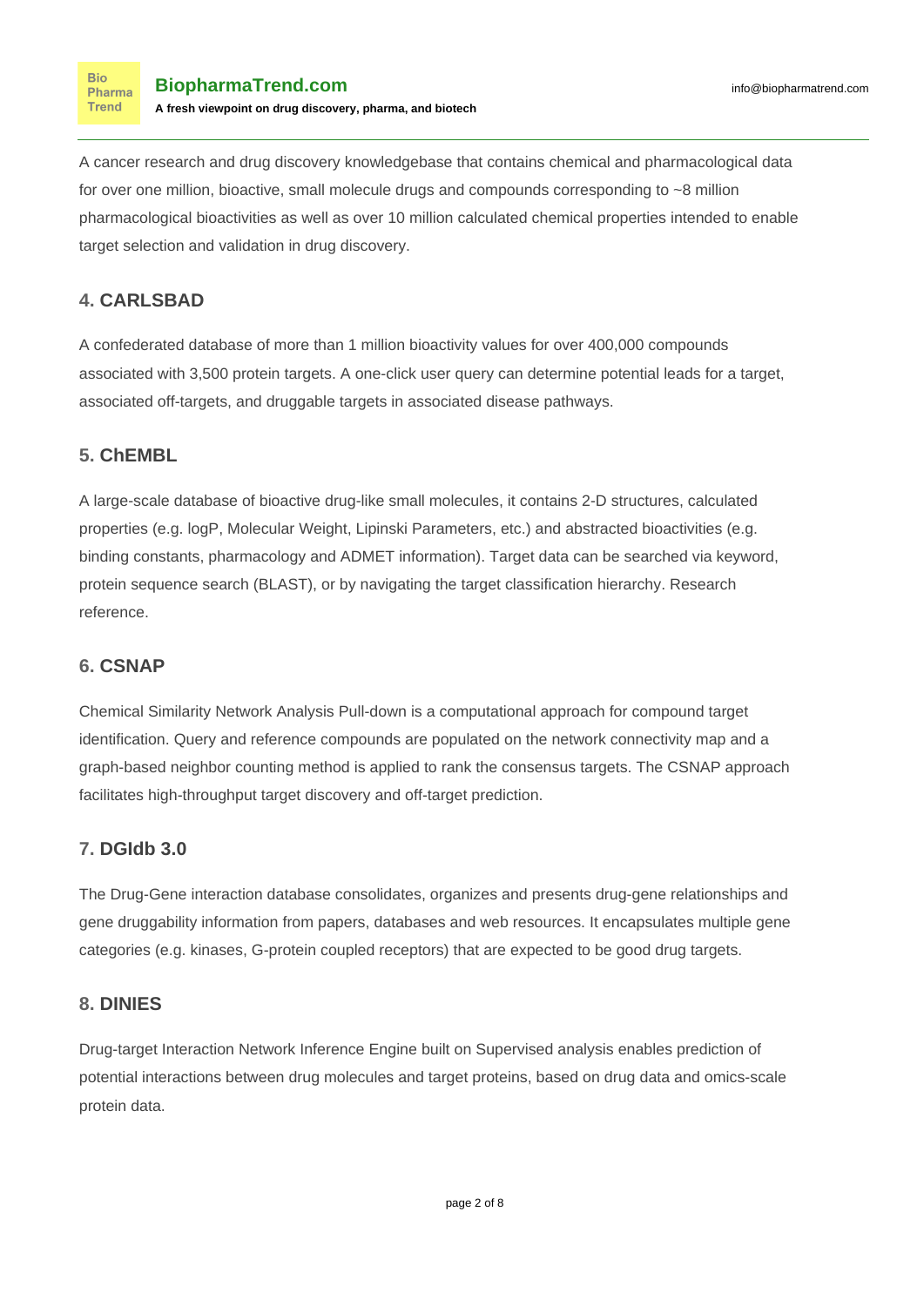A cancer research and drug discovery knowledgebase that contains chemical and pharmacological data for over one million, bioactive, small molecule drugs and compounds corresponding to ~8 million pharmacological bioactivities as well as over 10 million calculated chemical properties intended to enable target selection and validation in drug discovery.

### 4. CARLSBAD

A confederated database of more than 1 million bioactivity values for over 400,000 compounds associated with 3,500 protein targets. A one-click user query can determine potential leads for a target, associated off-targets, and druggable targets in associated disease pathways.

### 5. ChEMBL

A large-scale database of bioactive drug-like small molecules, it contains 2-D structures, calculated properties (e.g. logP, Molecular Weight, Lipinski Parameters, etc.) and abstracted bioactivities (e.g. binding constants, pharmacology and ADMET information). Target data can be searched via keyword, protein sequence search (BLAST), or by navigating the target classification hierarchy. Research reference.

### 6. CSNAP

Chemical Similarity Network Analysis Pull-down is a computational approach for compound target identification. Query and reference compounds are populated on the network connectivity map and a graph-based neighbor counting method is applied to rank the consensus targets. The CSNAP approach facilitates high-throughput target discovery and off-target prediction.

### 7. DGIdb 3.0

The Drug-Gene interaction database consolidates, organizes and presents drug-gene relationships and gene druggability information from papers, databases and web resources. It encapsulates multiple gene categories (e.g. kinases, G-protein coupled receptors) that are expected to be good drug targets.

### 8. DINIES

Drug-target Interaction Network Inference Engine built on Supervised analysis enables prediction of potential interactions between drug molecules and target proteins, based on drug data and omics-scale protein data.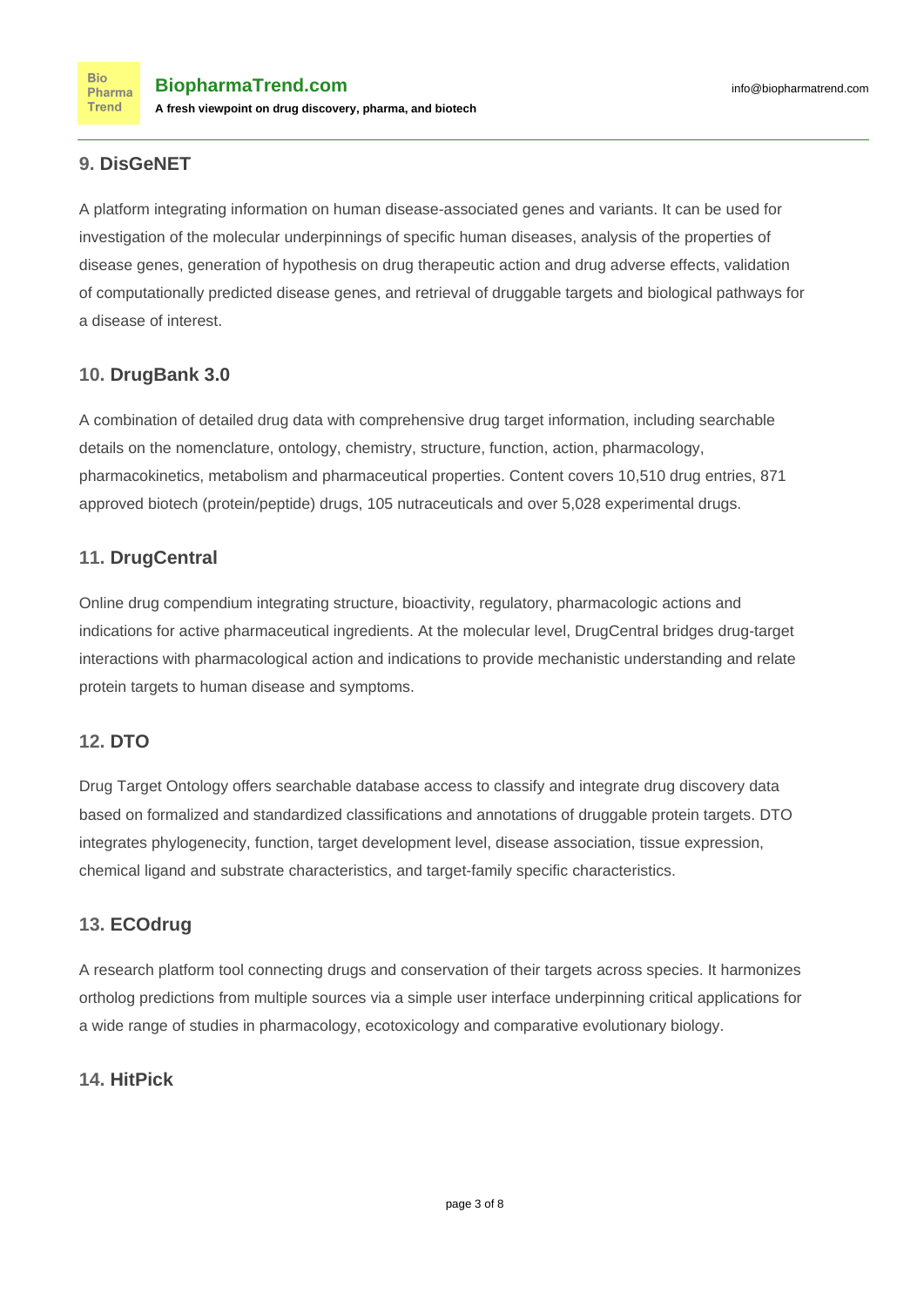### 9. DisGeNET

A platform integrating information on human disease-associated genes and variants. It can be used for investigation of the molecular underpinnings of specific human diseases, analysis of the properties of disease genes, generation of hypothesis on drug therapeutic action and drug adverse effects, validation of computationally predicted disease genes, and retrieval of druggable targets and biological pathways for a disease of interest.

### 10. DrugBank 3.0

A combination of detailed drug data with comprehensive drug target information, including searchable details on the nomenclature, ontology, chemistry, structure, function, action, pharmacology, pharmacokinetics, metabolism and pharmaceutical properties. Content covers 10,510 drug entries, 871 approved biotech (protein/peptide) drugs, 105 nutraceuticals and over 5,028 experimental drugs.

### 11. DrugCentral

Online drug compendium integrating structure, bioactivity, regulatory, pharmacologic actions and indications for active pharmaceutical ingredients. At the molecular level, DrugCentral bridges drug-target interactions with pharmacological action and indications to provide mechanistic understanding and relate protein targets to human disease and symptoms.

### 12. DTO

Drug Target Ontology offers searchable database access to classify and integrate drug discovery data based on formalized and standardized classifications and annotations of druggable protein targets. DTO integrates phylogenecity, function, target development level, disease association, tissue expression, chemical ligand and substrate characteristics, and target-family specific characteristics.

### 13. ECOdrug

A research platform tool connecting drugs and conservation of their targets across species. It harmonizes ortholog predictions from multiple sources via a simple user interface underpinning critical applications for a wide range of studies in pharmacology, ecotoxicology and comparative evolutionary biology.

### 14. HitPick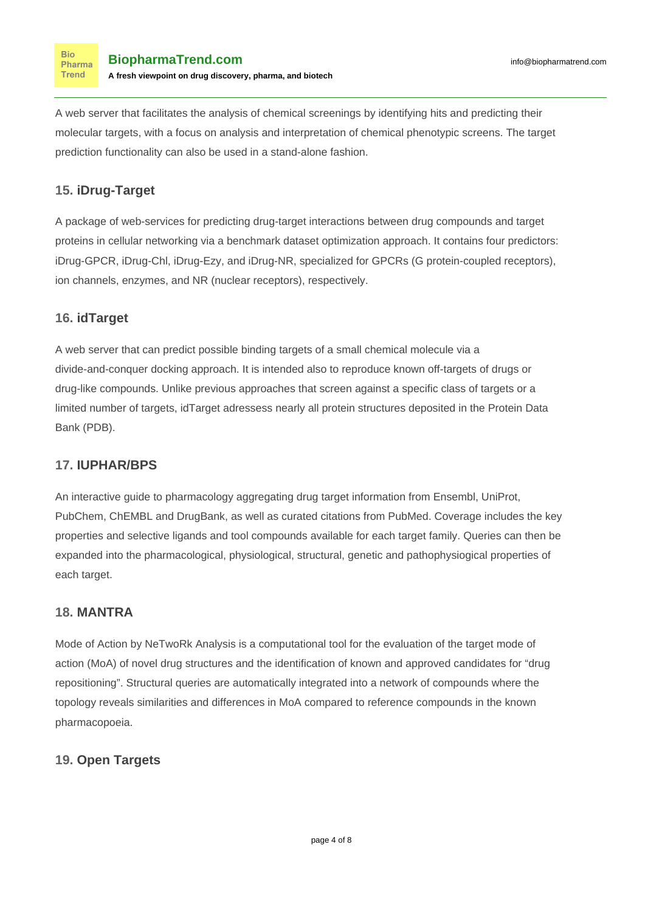A web server that facilitates the analysis of chemical screenings by identifying hits and predicting their molecular targets, with a focus on analysis and interpretation of chemical phenotypic screens. The target prediction functionality can also be used in a stand-alone fashion.

### 15. iDrug-Target

A package of web-services for predicting drug-target interactions between drug compounds and target proteins in cellular networking via a benchmark dataset optimization approach. It contains four predictors: iDrug-GPCR, iDrug-Chl, iDrug-Ezy, and iDrug-NR, specialized for GPCRs (G protein-coupled receptors), ion channels, enzymes, and NR (nuclear receptors), respectively.

### 16. idTarget

A web server that can predict possible binding targets of a small chemical molecule via a divide-and-conquer docking approach. It is intended also to reproduce known off-targets of drugs or drug-like compounds. Unlike previous approaches that screen against a specific class of targets or a limited number of targets, idTarget adressess nearly all protein structures deposited in the Protein Data Bank (PDB).

### 17. IUPHAR/BPS

An interactive guide to pharmacology aggregating drug target information from Ensembl, UniProt, PubChem, ChEMBL and DrugBank, as well as curated citations from PubMed. Coverage includes the key properties and selective ligands and tool compounds available for each target family. Queries can then be expanded into the pharmacological, physiological, structural, genetic and pathophysiogical properties of each target.

### 18. MANTRA

Mode of Action by NeTwoRk Analysis is a computational tool for the evaluation of the target mode of action (MoA) of novel drug structures and the identification of known and approved candidates for "drug repositioning". Structural queries are automatically integrated into a network of compounds where the topology reveals similarities and differences in MoA compared to reference compounds in the known pharmacopoeia.

### 19. Open Targets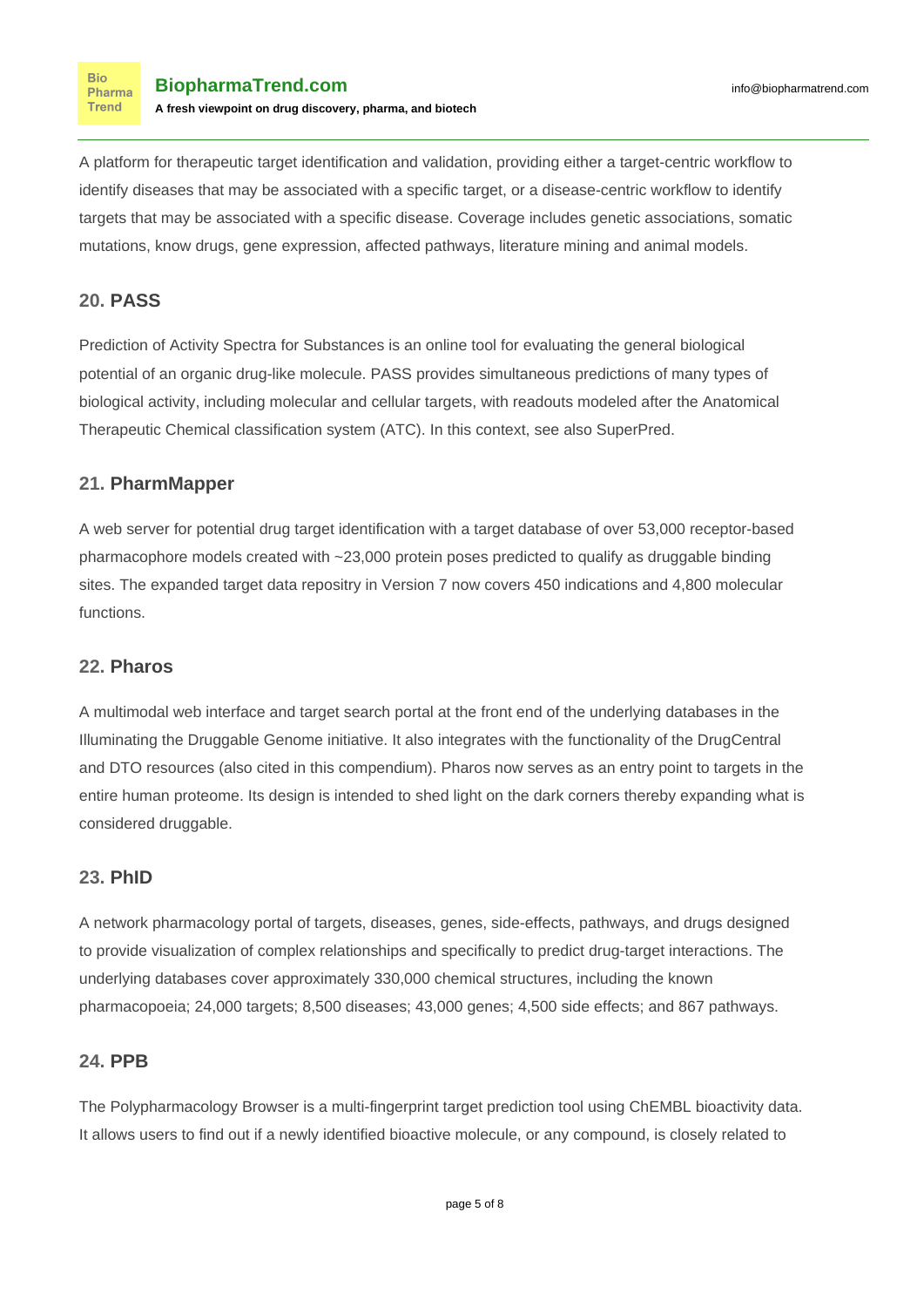A platform for therapeutic target identification and validation, providing either a target-centric workflow to identify diseases that may be associated with a specific target, or a disease-centric workflow to identify targets that may be associated with a specific disease. Coverage includes genetic associations, somatic mutations, know drugs, gene expression, affected pathways, literature mining and animal models.

### 20. PASS

Prediction of Activity Spectra for Substances is an online tool for evaluating the general biological potential of an organic drug-like molecule. PASS provides simultaneous predictions of many types of biological activity, including molecular and cellular targets, with readouts modeled after the Anatomical Therapeutic Chemical classification system (ATC). In this context, see also SuperPred.

### 21. PharmMapper

A web server for potential drug target identification with a target database of over 53,000 receptor-based pharmacophore models created with ~23,000 protein poses predicted to qualify as druggable binding sites. The expanded target data repositry in Version 7 now covers 450 indications and 4,800 molecular functions.

### 22. Pharos

A multimodal web interface and target search portal at the front end of the underlying databases in the Illuminating the Druggable Genome initiative. It also integrates with the functionality of the DrugCentral and DTO resources (also cited in this compendium). Pharos now serves as an entry point to targets in the entire human proteome. Its design is intended to shed light on the dark corners thereby expanding what is considered druggable.

### 23. PhID

A network pharmacology portal of targets, diseases, genes, side-effects, pathways, and drugs designed to provide visualization of complex relationships and specifically to predict drug-target interactions. The underlying databases cover approximately 330,000 chemical structures, including the known pharmacopoeia; 24,000 targets; 8,500 diseases; 43,000 genes; 4,500 side effects; and 867 pathways.

### 24. PPB

The Polypharmacology Browser is a multi-fingerprint target prediction tool using ChEMBL bioactivity data. It allows users to find out if a newly identified bioactive molecule, or any compound, is closely related to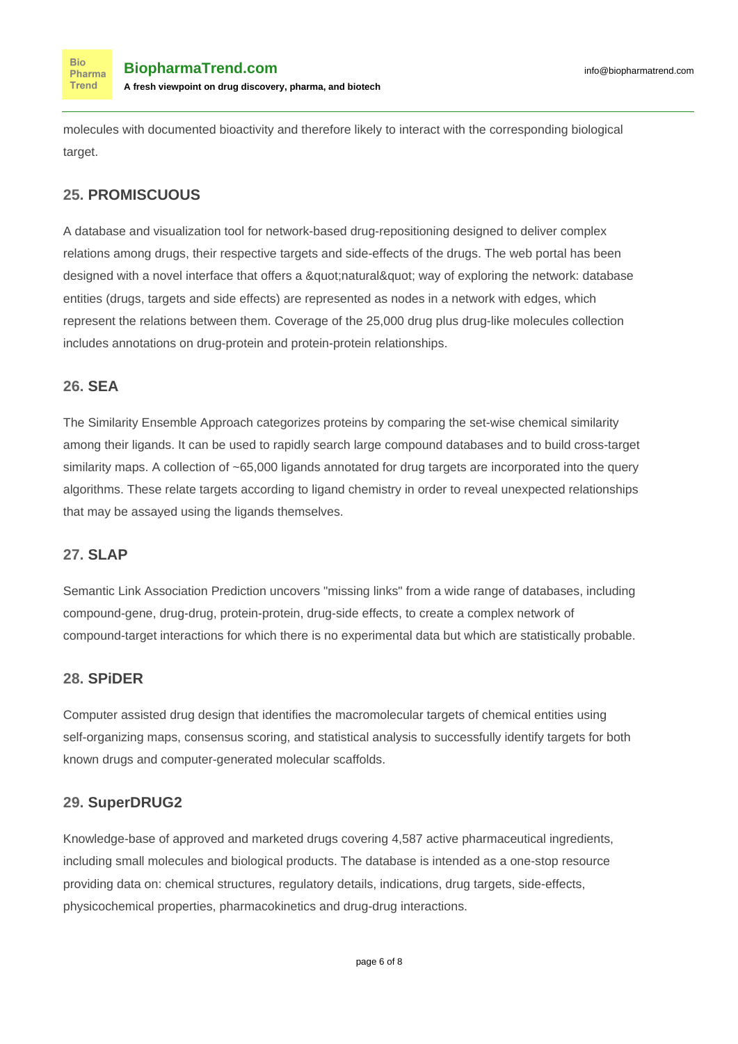molecules with documented bioactivity and therefore likely to interact with the corresponding biological target.

### 25. PROMISCUOUS

A database and visualization tool for network-based drug-repositioning designed to deliver complex relations among drugs, their respective targets and side-effects of the drugs. The web portal has been designed with a novel interface that offers a &quot;natural&quot; way of exploring the network: database entities (drugs, targets and side effects) are represented as nodes in a network with edges, which represent the relations between them. Coverage of the 25,000 drug plus drug-like molecules collection includes annotations on drug-protein and protein-protein relationships.

### 26. SEA

The Similarity Ensemble Approach categorizes proteins by comparing the set-wise chemical similarity among their ligands. It can be used to rapidly search large compound databases and to build cross-target similarity maps. A collection of ~65,000 ligands annotated for drug targets are incorporated into the query algorithms. These relate targets according to ligand chemistry in order to reveal unexpected relationships that may be assayed using the ligands themselves.

### 27. SLAP

Semantic Link Association Prediction uncovers "missing links" from a wide range of databases, including compound-gene, drug-drug, protein-protein, drug-side effects, to create a complex network of compound-target interactions for which there is no experimental data but which are statistically probable.

### 28. SPiDER

Computer assisted drug design that identifies the macromolecular targets of chemical entities using self-organizing maps, consensus scoring, and statistical analysis to successfully identify targets for both known drugs and computer-generated molecular scaffolds.

### 29. SuperDRUG2

Knowledge-base of approved and marketed drugs covering 4,587 active pharmaceutical ingredients, including small molecules and biological products. The database is intended as a one-stop resource providing data on: chemical structures, regulatory details, indications, drug targets, side-effects, physicochemical properties, pharmacokinetics and drug-drug interactions.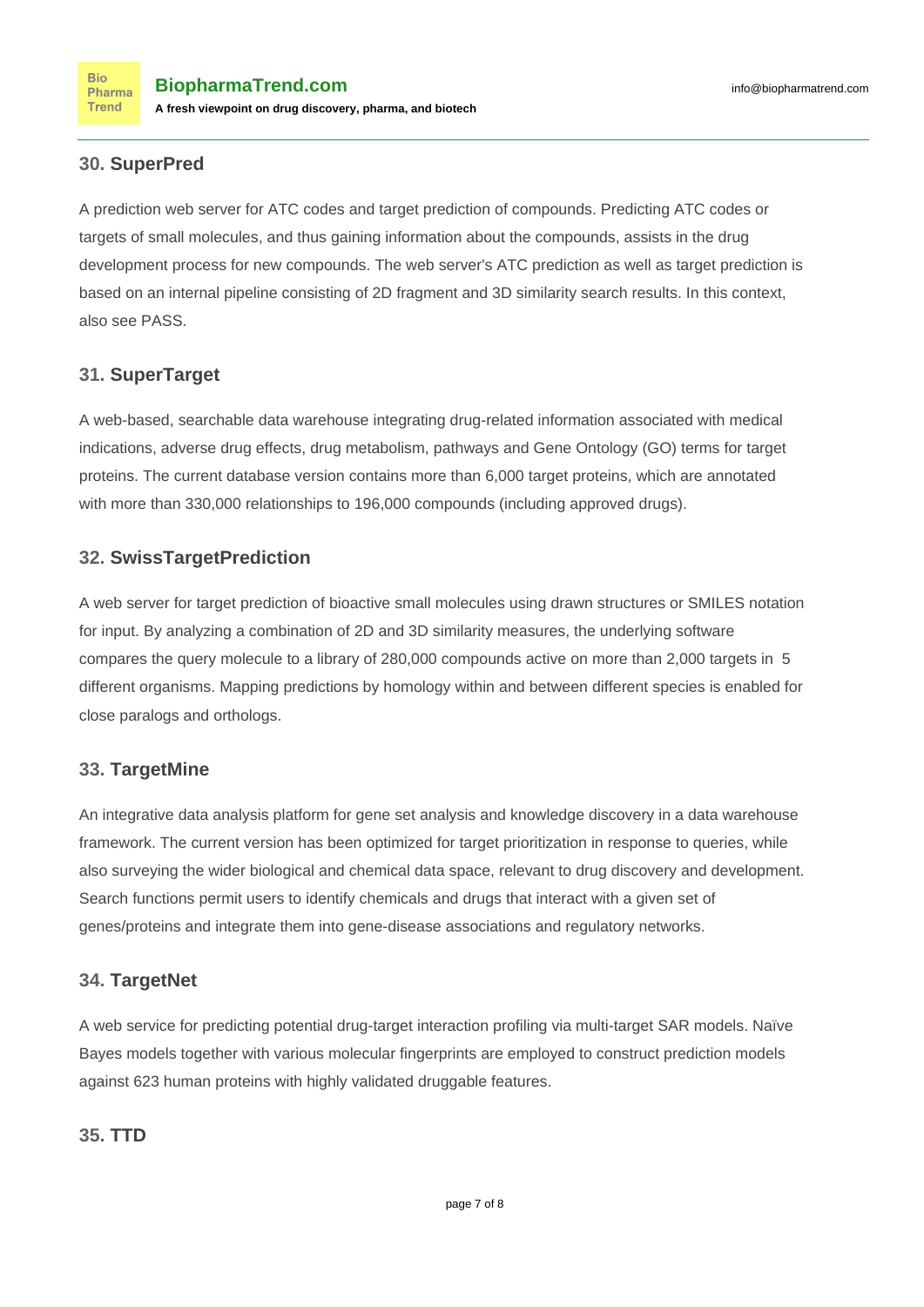## 30. SuperPred

A prediction web server for ATC codes and target prediction of compounds. Predicting ATC codes or targets of small molecules, and thus gaining information about the compounds, assists in the drug development process for new compounds. The web server's ATC prediction as well as target prediction is based on an internal pipeline consisting of 2D fragment and 3D similarity search results. In this context, also see PASS.

## 31. SuperTarget

A web-based, searchable data warehouse integrating drug-related information associated with medical indications, adverse drug effects, drug metabolism, pathways and Gene Ontology (GO) terms for target proteins. The current database version contains more than 6,000 target proteins, which are annotated with more than 330,000 relationships to 196,000 compounds (including approved drugs).

## 32. SwissTargetPrediction

A web server for target prediction of bioactive small molecules using drawn structures or SMILES notation for input. By analyzing a combination of 2D and 3D similarity measures, the underlying software compares the query molecule to a library of 280,000 compounds active on more than 2,000 targets in 5 different organisms. Mapping predictions by homology within and between different species is enabled for close paralogs and orthologs.

## 33. TargetMine

An integrative data analysis platform for gene set analysis and knowledge discovery in a data warehouse framework. The current version has been optimized for target prioritization in response to queries, while also surveying the wider biological and chemical data space, relevant to drug discovery and development. Search functions permit users to identify chemicals and drugs that interact with a given set of genes/proteins and integrate them into gene-disease associations and regulatory networks.

## 34. TargetNet

A web service for predicting potential drug-target interaction profiling via multi-target SAR models. Naïve Bayes models together with various molecular fingerprints are employed to construct prediction models against 623 human proteins with highly validated druggable features.

## 35. TTD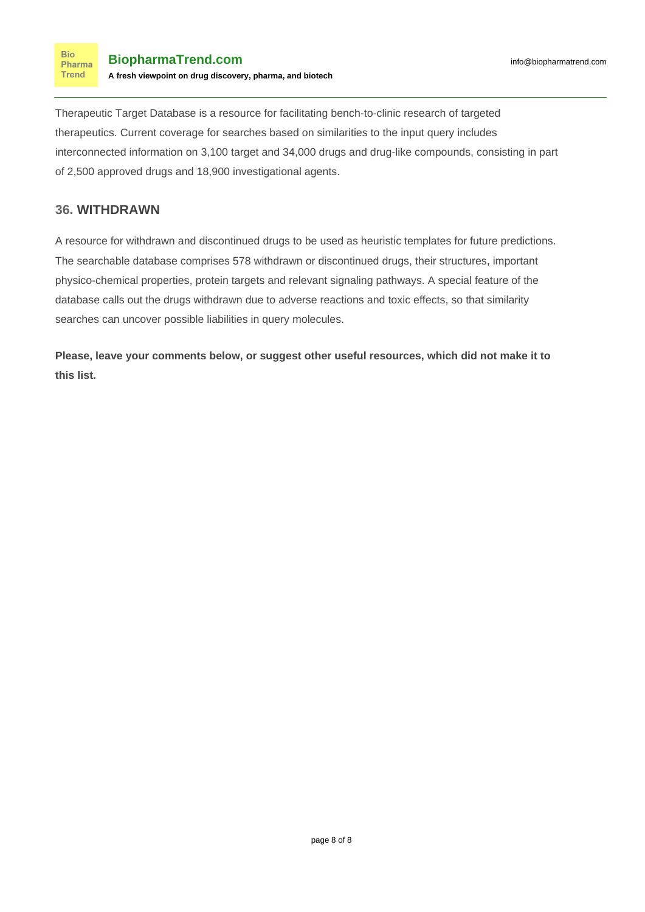Therapeutic Target Database is a resource for facilitating bench-to-clinic research of targeted therapeutics. Current coverage for searches based on similarities to the input query includes interconnected information on 3,100 target and 34,000 drugs and drug-like compounds, consisting in part of 2,500 approved drugs and 18,900 investigational agents.

### 36. WITHDRAWN

A resource for withdrawn and discontinued drugs to be used as heuristic templates for future predictions. The searchable database comprises 578 withdrawn or discontinued drugs, their structures, important physico-chemical properties, protein targets and relevant signaling pathways. A special feature of the database calls out the drugs withdrawn due to adverse reactions and toxic effects, so that similarity searches can uncover possible liabilities in query molecules.

**Please, leave your comments below, or suggest other useful resources, which did not make it to this list.**